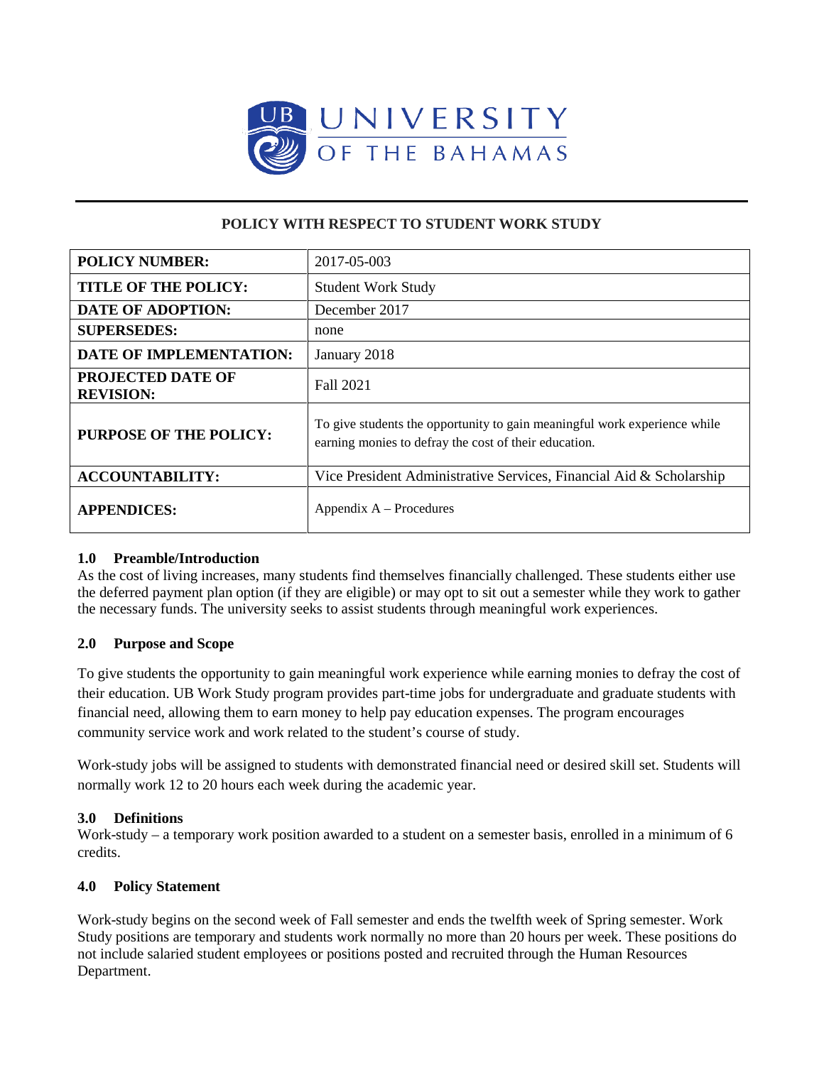UNIVERSITY OF THE BAHAMAS

# POLICY WITH RESPECT TO STUDENT WORK STUDY

| **POLICY NUMBER:** | 2017-05-003 |
|---|---|
| **TITLE OF THE POLICY:** | Student Work Study |
| **DATE OF ADOPTION:** | December 2017 |
| **SUPERSEDES:** | none |
| **DATE OF IMPLEMENTATION:** | January 2018 |
| **PROJECTED DATE OF REVISION:** | Fall 2021 |
| **PURPOSE OF THE POLICY:** | To give students the opportunity to gain meaningful work experience while earning monies to defray the cost of their education. |
| **ACCOUNTABILITY:** | Vice President Administrative Services, Financial Aid & Scholarship |
| **APPENDICES:** | Appendix A – Procedures |

## 1.0 Preamble/Introduction

As the cost of living increases, many students find themselves financially challenged. These students either use the deferred payment plan option (if they are eligible) or may opt to sit out a semester while they work to gather the necessary funds. The university seeks to assist students through meaningful work experiences.

## 2.0 Purpose and Scope

To give students the opportunity to gain meaningful work experience while earning monies to defray the cost of their education. UB Work Study program provides part-time jobs for undergraduate and graduate students with financial need, allowing them to earn money to help pay education expenses. The program encourages community service work and work related to the student's course of study.

Work-study jobs will be assigned to students with demonstrated financial need or desired skill set. Students will normally work 12 to 20 hours each week during the academic year.

## 3.0 Definitions

Work-study – a temporary work position awarded to a student on a semester basis, enrolled in a minimum of 6 credits.

## 4.0 Policy Statement

Work-study begins on the second week of Fall semester and ends the twelfth week of Spring semester. Work Study positions are temporary and students work normally no more than 20 hours per week. These positions do not include salaried student employees or positions posted and recruited through the Human Resources Department.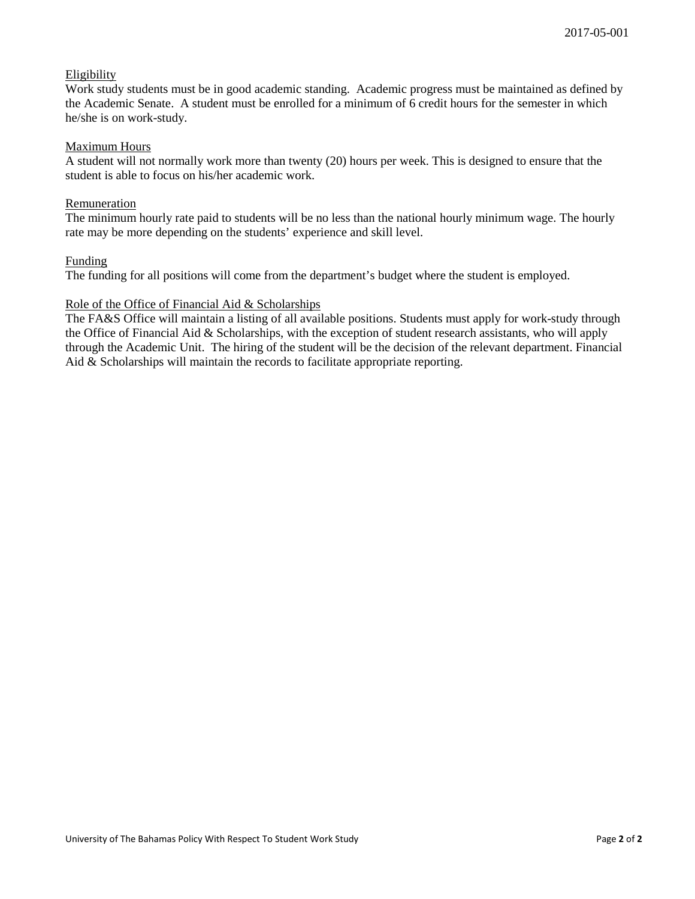<u>Eligibility</u>

Work study students must be in good academic standing. Academic progress must be maintained as defined by the Academic Senate. A student must be enrolled for a minimum of 6 credit hours for the semester in which he/she is on work-study.

<u>Maximum Hours</u>

A student will not normally work more than twenty (20) hours per week. This is designed to ensure that the student is able to focus on his/her academic work.

<u>Remuneration</u>

The minimum hourly rate paid to students will be no less than the national hourly minimum wage. The hourly rate may be more depending on the students' experience and skill level.

<u>Funding</u>

The funding for all positions will come from the department's budget where the student is employed.

<u>Role of the Office of Financial Aid & Scholarships</u>

The FA&S Office will maintain a listing of all available positions. Students must apply for work-study through the Office of Financial Aid & Scholarships, with the exception of student research assistants, who will apply through the Academic Unit. The hiring of the student will be the decision of the relevant department. Financial Aid & Scholarships will maintain the records to facilitate appropriate reporting.